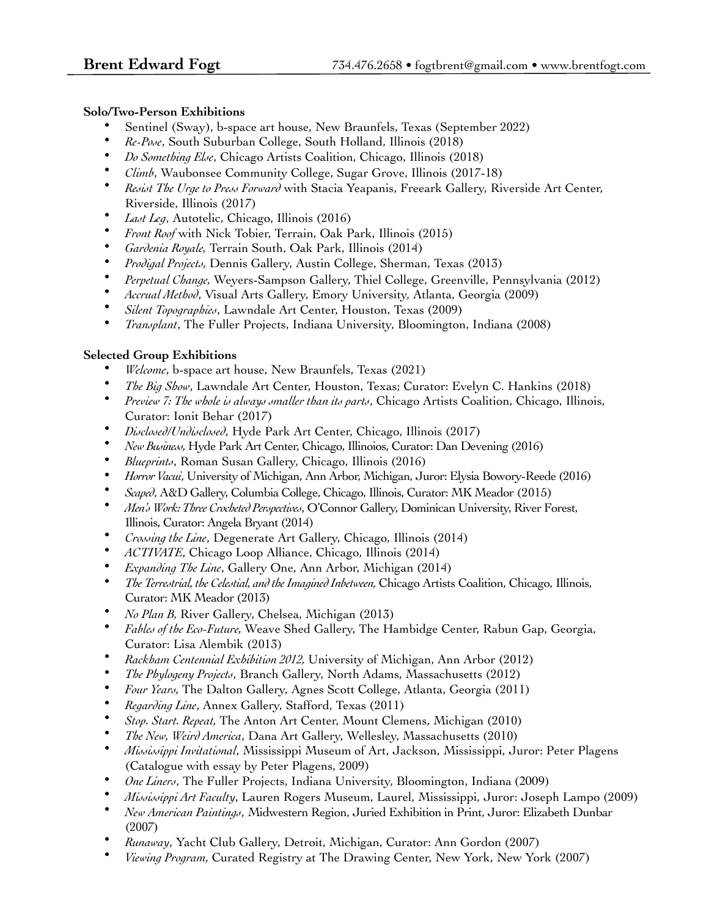# Brent Edward Fogt

734.476.2658 • fogtbrent@gmail.com • www.brentfogt.com

### Solo/Two-Person Exhibitions

- Sentinel (Sway), b-space art house, New Braunfels, Texas (September 2022)
- *Re-Pose*, South Suburban College, South Holland, Illinois (2018)
- *Do Something Else*, Chicago Artists Coalition, Chicago, Illinois (2018)
- *Climb*, Waubonsee Community College, Sugar Grove, Illinois (2017-18)
- *Resist The Urge to Press Forward* with Stacia Yeapanis, Freeark Gallery, Riverside Art Center, Riverside, Illinois (2017)
- *Last Leg*, Autotelic, Chicago, Illinois (2016)
- *Front Roof* with Nick Tobier, Terrain, Oak Park, Illinois (2015)
- *Gardenia Royale,* Terrain South, Oak Park, Illinois (2014)
- *Prodigal Projects,* Dennis Gallery, Austin College, Sherman, Texas (2013)
- *Perpetual Change,* Weyers-Sampson Gallery, Thiel College, Greenville, Pennsylvania (2012)
- *Accrual Method*, Visual Arts Gallery, Emory University, Atlanta, Georgia (2009)
- *Silent Topographies*, Lawndale Art Center, Houston, Texas (2009)
- *Transplant*, The Fuller Projects, Indiana University, Bloomington, Indiana (2008)

### Selected Group Exhibitions

- *Welcome*, b-space art house, New Braunfels, Texas (2021)
- *The Big Show*, Lawndale Art Center, Houston, Texas; Curator: Evelyn C. Hankins (2018)
- *Preview 7: The whole is always smaller than its parts*, Chicago Artists Coalition, Chicago, Illinois, Curator: Ionit Behar (2017)
- *Disclosed/Undisclosed*, Hyde Park Art Center, Chicago, Illinois (2017)
- *New Business,* Hyde Park Art Center, Chicago, Illinoios, Curator: Dan Devening (2016)
- *Blueprints*, Roman Susan Gallery, Chicago, Illinois (2016)
- *Horror Vacui*, University of Michigan, Ann Arbor, Michigan, Juror: Elysia Bowory-Reede (2016)
- *Scaped*, A&D Gallery, Columbia College, Chicago, Illinois, Curator: MK Meador (2015)
- *Men's Work: Three Crocheted Perspectives*, O'Connor Gallery, Dominican University, River Forest, Illinois, Curator: Angela Bryant (2014)
- *Crossing the Line*, Degenerate Art Gallery, Chicago, Illinois (2014)
- *ACTIVATE*, Chicago Loop Alliance, Chicago, Illinois (2014)
- *Expanding The Line*, Gallery One, Ann Arbor, Michigan (2014)
- *The Terrestrial, the Celestial, and the Imagined Inbetween,* Chicago Artists Coalition, Chicago, Illinois, Curator: MK Meador (2013)
- *No Plan B,* River Gallery, Chelsea, Michigan (2013)
- *Fables of the Eco-Future,* Weave Shed Gallery, The Hambidge Center, Rabun Gap, Georgia, Curator: Lisa Alembik (2013)
- *Rackham Centennial Exhibition 2012,* University of Michigan, Ann Arbor (2012)
- *The Phylogeny Projects*, Branch Gallery, North Adams, Massachusetts (2012)
- *Four Years,* The Dalton Gallery, Agnes Scott College, Atlanta, Georgia (2011)
- *Regarding Line*, Annex Gallery, Stafford, Texas (2011)
- *Stop. Start. Repeat,* The Anton Art Center, Mount Clemens, Michigan (2010)
- *The New, Weird America*, Dana Art Gallery, Wellesley, Massachusetts (2010)
- *Mississippi Invitational*, Mississippi Museum of Art, Jackson, Mississippi, Juror: Peter Plagens (Catalogue with essay by Peter Plagens, 2009)
- *One Liners*, The Fuller Projects, Indiana University, Bloomington, Indiana (2009)
- *Mississippi Art Faculty*, Lauren Rogers Museum, Laurel, Mississippi, Juror: Joseph Lampo (2009)
- *New American Paintings*, Midwestern Region, Juried Exhibition in Print, Juror: Elizabeth Dunbar (2007)
- *Runaway*, Yacht Club Gallery, Detroit, Michigan, Curator: Ann Gordon (2007)
- *Viewing Program,* Curated Registry at The Drawing Center, New York, New York (2007)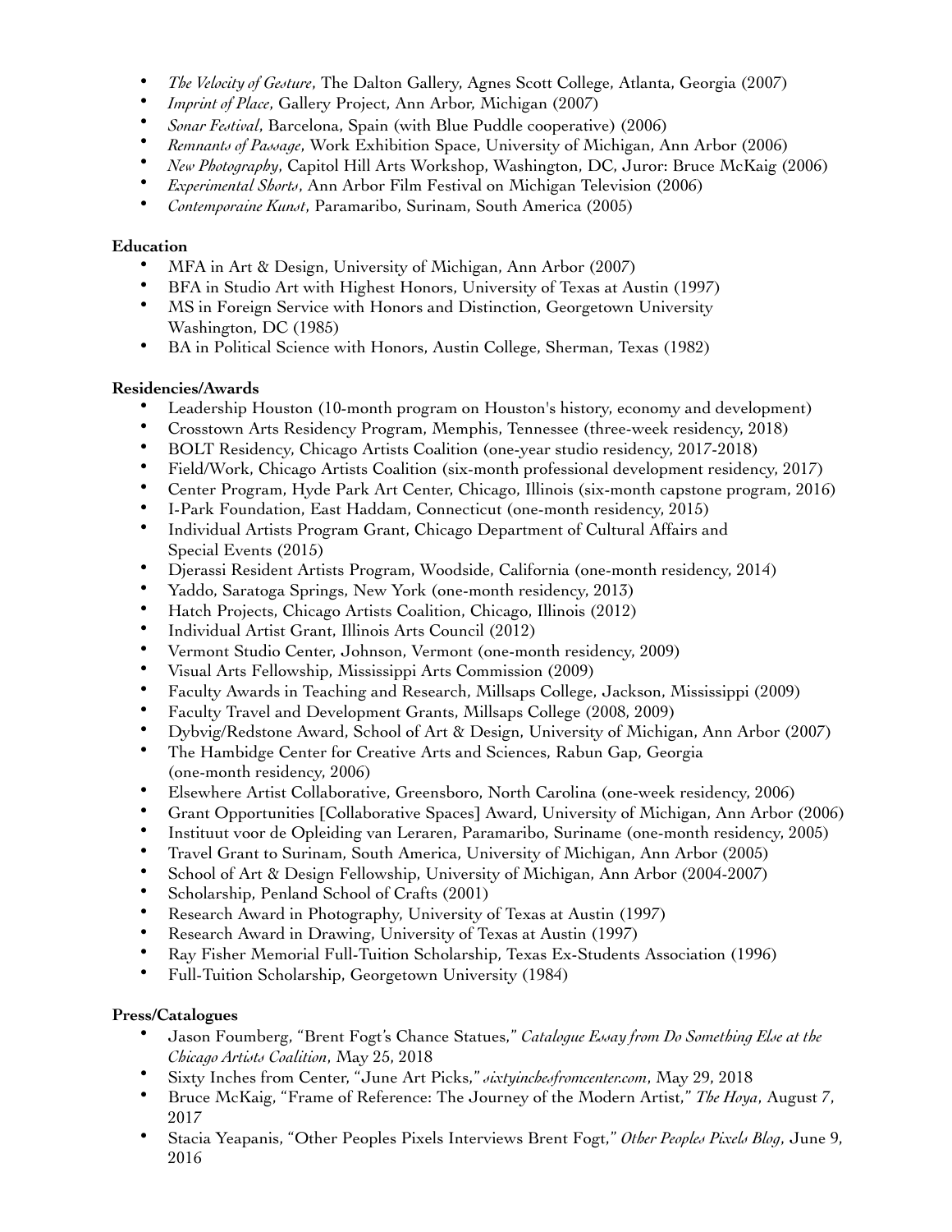- *The Velocity of Gesture*, The Dalton Gallery, Agnes Scott College, Atlanta, Georgia (2007)
- *Imprint of Place*, Gallery Project, Ann Arbor, Michigan (2007)
- *Sonar Festival*, Barcelona, Spain (with Blue Puddle cooperative) (2006)
- *Remnants of Passage*, Work Exhibition Space, University of Michigan, Ann Arbor (2006)
- *New Photography*, Capitol Hill Arts Workshop, Washington, DC, Juror: Bruce McKaig (2006)
- *Experimental Shorts*, Ann Arbor Film Festival on Michigan Television (2006)
- *Contemporaine Kunst*, Paramaribo, Surinam, South America (2005)

**Education**

- MFA in Art & Design, University of Michigan, Ann Arbor (2007)
- BFA in Studio Art with Highest Honors, University of Texas at Austin (1997)
- MS in Foreign Service with Honors and Distinction, Georgetown University Washington, DC (1985)
- BA in Political Science with Honors, Austin College, Sherman, Texas (1982)

**Residencies/Awards**

- Leadership Houston (10-month program on Houston's history, economy and development)
- Crosstown Arts Residency Program, Memphis, Tennessee (three-week residency, 2018)
- BOLT Residency, Chicago Artists Coalition (one-year studio residency, 2017-2018)
- Field/Work, Chicago Artists Coalition (six-month professional development residency, 2017)
- Center Program, Hyde Park Art Center, Chicago, Illinois (six-month capstone program, 2016)
- I-Park Foundation, East Haddam, Connecticut (one-month residency, 2015)
- Individual Artists Program Grant, Chicago Department of Cultural Affairs and Special Events (2015)
- Djerassi Resident Artists Program, Woodside, California (one-month residency, 2014)
- Yaddo, Saratoga Springs, New York (one-month residency, 2013)
- Hatch Projects, Chicago Artists Coalition, Chicago, Illinois (2012)
- Individual Artist Grant, Illinois Arts Council (2012)
- Vermont Studio Center, Johnson, Vermont (one-month residency, 2009)
- Visual Arts Fellowship, Mississippi Arts Commission (2009)
- Faculty Awards in Teaching and Research, Millsaps College, Jackson, Mississippi (2009)
- Faculty Travel and Development Grants, Millsaps College (2008, 2009)
- Dybvig/Redstone Award, School of Art & Design, University of Michigan, Ann Arbor (2007)
- The Hambidge Center for Creative Arts and Sciences, Rabun Gap, Georgia (one-month residency, 2006)
- Elsewhere Artist Collaborative, Greensboro, North Carolina (one-week residency, 2006)
- Grant Opportunities [Collaborative Spaces] Award, University of Michigan, Ann Arbor (2006)
- Instituut voor de Opleiding van Leraren, Paramaribo, Suriname (one-month residency, 2005)
- Travel Grant to Surinam, South America, University of Michigan, Ann Arbor (2005)
- School of Art & Design Fellowship, University of Michigan, Ann Arbor (2004-2007)
- Scholarship, Penland School of Crafts (2001)
- Research Award in Photography, University of Texas at Austin (1997)
- Research Award in Drawing, University of Texas at Austin (1997)
- Ray Fisher Memorial Full-Tuition Scholarship, Texas Ex-Students Association (1996)
- Full-Tuition Scholarship, Georgetown University (1984)

**Press/Catalogues**

- Jason Foumberg, "Brent Fogt's Chance Statues," *Catalogue Essay from Do Something Else at the Chicago Artists Coalition*, May 25, 2018
- Sixty Inches from Center, "June Art Picks," *sixtyinchesfromcenter.com*, May 29, 2018
- Bruce McKaig, "Frame of Reference: The Journey of the Modern Artist," *The Hoya*, August 7, 2017
- Stacia Yeapanis, "Other Peoples Pixels Interviews Brent Fogt," *Other Peoples Pixels Blog*, June 9, 2016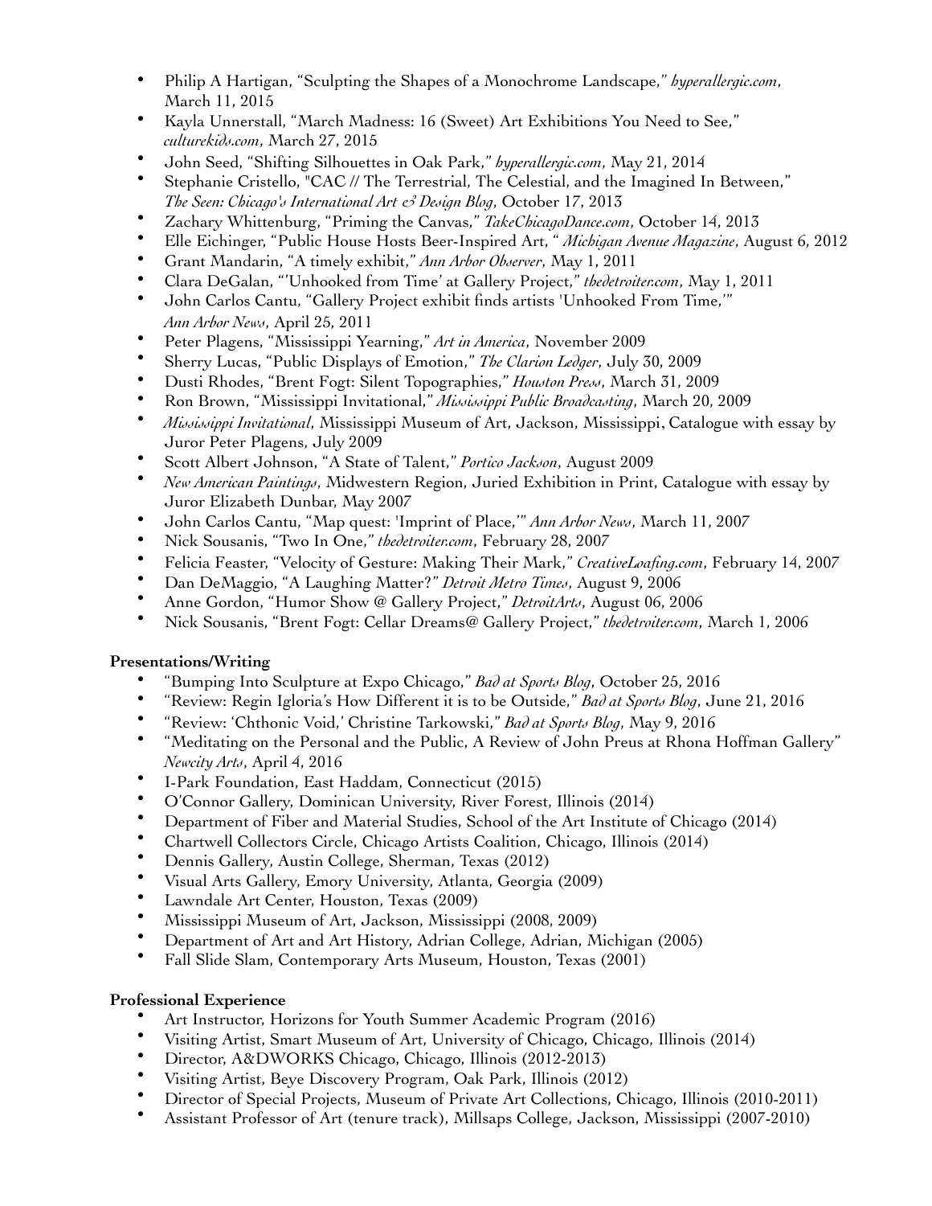- Philip A Hartigan, "Sculpting the Shapes of a Monochrome Landscape," *hyperallergic.com*, March 11, 2015
- Kayla Unnerstall, "March Madness: 16 (Sweet) Art Exhibitions You Need to See," *culturekids.com*, March 27, 2015
- John Seed, "Shifting Silhouettes in Oak Park," *hyperallergic.com*, May 21, 2014
- Stephanie Cristello, "CAC // The Terrestrial, The Celestial, and the Imagined In Between," *The Seen: Chicago's International Art & Design Blog*, October 17, 2013
- Zachary Whittenburg, "Priming the Canvas," *TakeChicagoDance.com*, October 14, 2013
- Elle Eichinger, "Public House Hosts Beer-Inspired Art, " *Michigan Avenue Magazine*, August 6, 2012
- Grant Mandarin, "A timely exhibit," *Ann Arbor Observer*, May 1, 2011
- Clara DeGalan, "'Unhooked from Time' at Gallery Project," *thedetroiter.com*, May 1, 2011
- John Carlos Cantu, "Gallery Project exhibit finds artists 'Unhooked From Time,'" *Ann Arbor News*, April 25, 2011
- Peter Plagens, "Mississippi Yearning," *Art in America*, November 2009
- Sherry Lucas, "Public Displays of Emotion," *The Clarion Ledger*, July 30, 2009
- Dusti Rhodes, "Brent Fogt: Silent Topographies," *Houston Press*, March 31, 2009
- Ron Brown, "Mississippi Invitational," *Mississippi Public Broadcasting*, March 20, 2009
- *Mississippi Invitational*, Mississippi Museum of Art, Jackson, Mississippi, Catalogue with essay by Juror Peter Plagens, July 2009
- Scott Albert Johnson, "A State of Talent," *Portico Jackson*, August 2009
- *New American Paintings*, Midwestern Region, Juried Exhibition in Print, Catalogue with essay by Juror Elizabeth Dunbar, May 2007
- John Carlos Cantu, "Map quest: 'Imprint of Place,'" *Ann Arbor News*, March 11, 2007
- Nick Sousanis, "Two In One," *thedetroiter.com*, February 28, 2007
- Felicia Feaster, "Velocity of Gesture: Making Their Mark," *CreativeLoafing.com*, February 14, 2007
- Dan DeMaggio, "A Laughing Matter?" *Detroit Metro Times*, August 9, 2006
- Anne Gordon, "Humor Show @ Gallery Project," *DetroitArts*, August 06, 2006
- Nick Sousanis, "Brent Fogt: Cellar Dreams@ Gallery Project," *thedetroiter.com*, March 1, 2006

**Presentations/Writing**

- "Bumping Into Sculpture at Expo Chicago," *Bad at Sports Blog*, October 25, 2016
- "Review: Regin Igloria's How Different it is to be Outside," *Bad at Sports Blog*, June 21, 2016
- "Review: 'Chthonic Void,' Christine Tarkowski," *Bad at Sports Blog*, May 9, 2016
- "Meditating on the Personal and the Public, A Review of John Preus at Rhona Hoffman Gallery" *Newcity Arts*, April 4, 2016
- I-Park Foundation, East Haddam, Connecticut (2015)
- O'Connor Gallery, Dominican University, River Forest, Illinois (2014)
- Department of Fiber and Material Studies, School of the Art Institute of Chicago (2014)
- Chartwell Collectors Circle, Chicago Artists Coalition, Chicago, Illinois (2014)
- Dennis Gallery, Austin College, Sherman, Texas (2012)
- Visual Arts Gallery, Emory University, Atlanta, Georgia (2009)
- Lawndale Art Center, Houston, Texas (2009)
- Mississippi Museum of Art, Jackson, Mississippi (2008, 2009)
- Department of Art and Art History, Adrian College, Adrian, Michigan (2005)
- Fall Slide Slam, Contemporary Arts Museum, Houston, Texas (2001)

**Professional Experience**

- Art Instructor, Horizons for Youth Summer Academic Program (2016)
- Visiting Artist, Smart Museum of Art, University of Chicago, Chicago, Illinois (2014)
- Director, A&DWORKS Chicago, Chicago, Illinois (2012-2013)
- Visiting Artist, Beye Discovery Program, Oak Park, Illinois (2012)
- Director of Special Projects, Museum of Private Art Collections, Chicago, Illinois (2010-2011)
- Assistant Professor of Art (tenure track), Millsaps College, Jackson, Mississippi (2007-2010)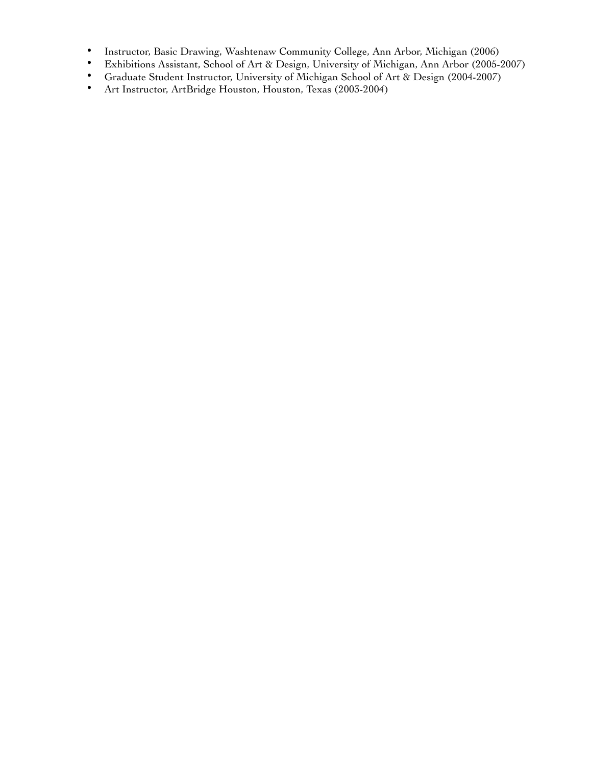- Instructor, Basic Drawing, Washtenaw Community College, Ann Arbor, Michigan (2006)
- Exhibitions Assistant, School of Art & Design, University of Michigan, Ann Arbor (2005-2007)
- Graduate Student Instructor, University of Michigan School of Art & Design (2004-2007)
- Art Instructor, ArtBridge Houston, Houston, Texas (2003-2004)